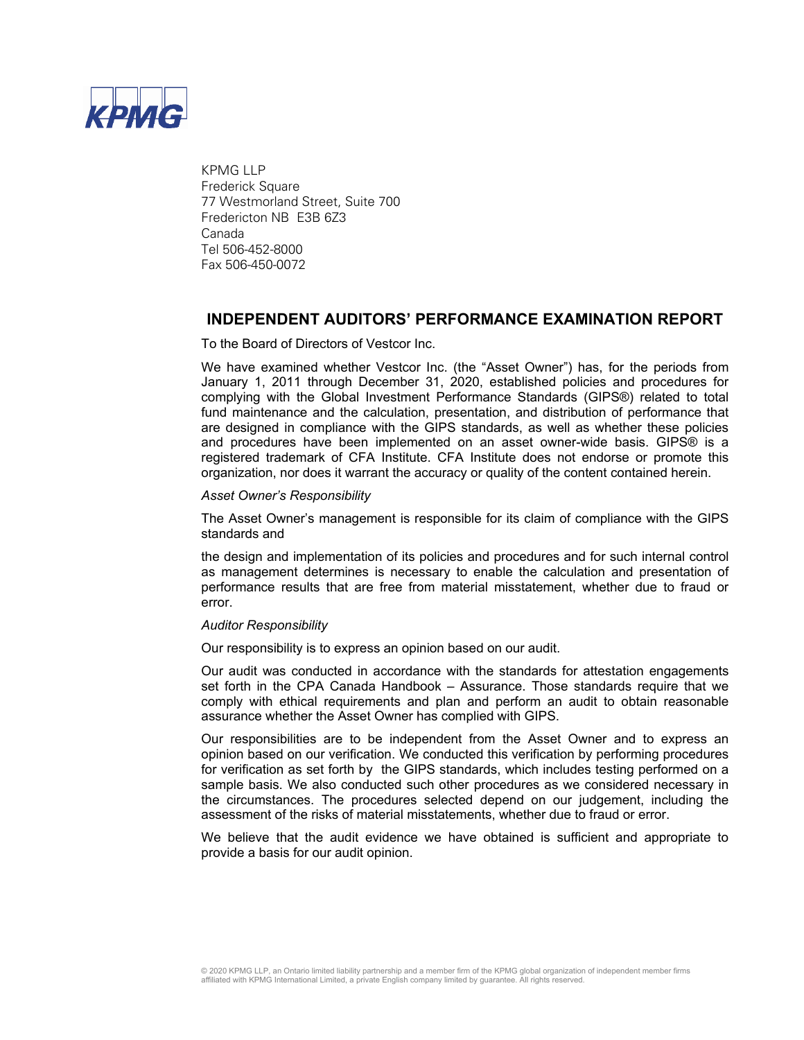KPMG

KPMG LLP
Frederick Square
77 Westmorland Street, Suite 700
Fredericton NB E3B 6Z3
Canada
Tel 506-452-8000
Fax 506-450-0072

## INDEPENDENT AUDITORS' PERFORMANCE EXAMINATION REPORT

To the Board of Directors of Vestcor Inc.

We have examined whether Vestcor Inc. (the "Asset Owner") has, for the periods from January 1, 2011 through December 31, 2020, established policies and procedures for complying with the Global Investment Performance Standards (GIPS®) related to total fund maintenance and the calculation, presentation, and distribution of performance that are designed in compliance with the GIPS standards, as well as whether these policies and procedures have been implemented on an asset owner-wide basis. GIPS® is a registered trademark of CFA Institute. CFA Institute does not endorse or promote this organization, nor does it warrant the accuracy or quality of the content contained herein.

*Asset Owner's Responsibility*

The Asset Owner's management is responsible for its claim of compliance with the GIPS standards and

the design and implementation of its policies and procedures and for such internal control as management determines is necessary to enable the calculation and presentation of performance results that are free from material misstatement, whether due to fraud or error.

*Auditor Responsibility*

Our responsibility is to express an opinion based on our audit.

Our audit was conducted in accordance with the standards for attestation engagements set forth in the CPA Canada Handbook – Assurance. Those standards require that we comply with ethical requirements and plan and perform an audit to obtain reasonable assurance whether the Asset Owner has complied with GIPS.

Our responsibilities are to be independent from the Asset Owner and to express an opinion based on our verification. We conducted this verification by performing procedures for verification as set forth by the GIPS standards, which includes testing performed on a sample basis. We also conducted such other procedures as we considered necessary in the circumstances. The procedures selected depend on our judgement, including the assessment of the risks of material misstatements, whether due to fraud or error.

We believe that the audit evidence we have obtained is sufficient and appropriate to provide a basis for our audit opinion.

© 2020 KPMG LLP, an Ontario limited liability partnership and a member firm of the KPMG global organization of independent member firms affiliated with KPMG International Limited, a private English company limited by guarantee. All rights reserved.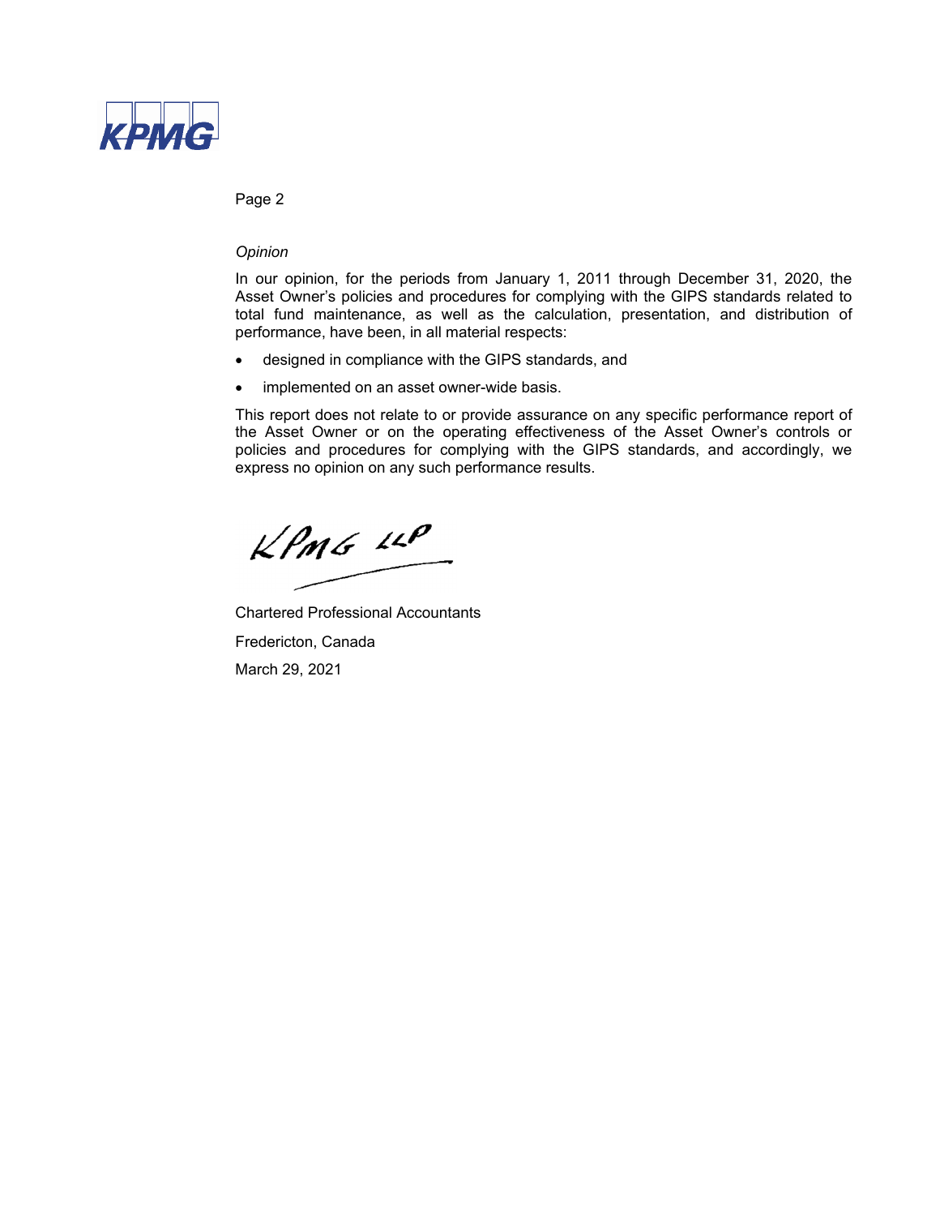*Opinion*

In our opinion, for the periods from January 1, 2011 through December 31, 2020, the Asset Owner's policies and procedures for complying with the GIPS standards related to total fund maintenance, as well as the calculation, presentation, and distribution of performance, have been, in all material respects:

- designed in compliance with the GIPS standards, and
- implemented on an asset owner-wide basis.

This report does not relate to or provide assurance on any specific performance report of the Asset Owner or on the operating effectiveness of the Asset Owner's controls or policies and procedures for complying with the GIPS standards, and accordingly, we express no opinion on any such performance results.

KPMG LLP

Chartered Professional Accountants

Fredericton, Canada

March 29, 2021